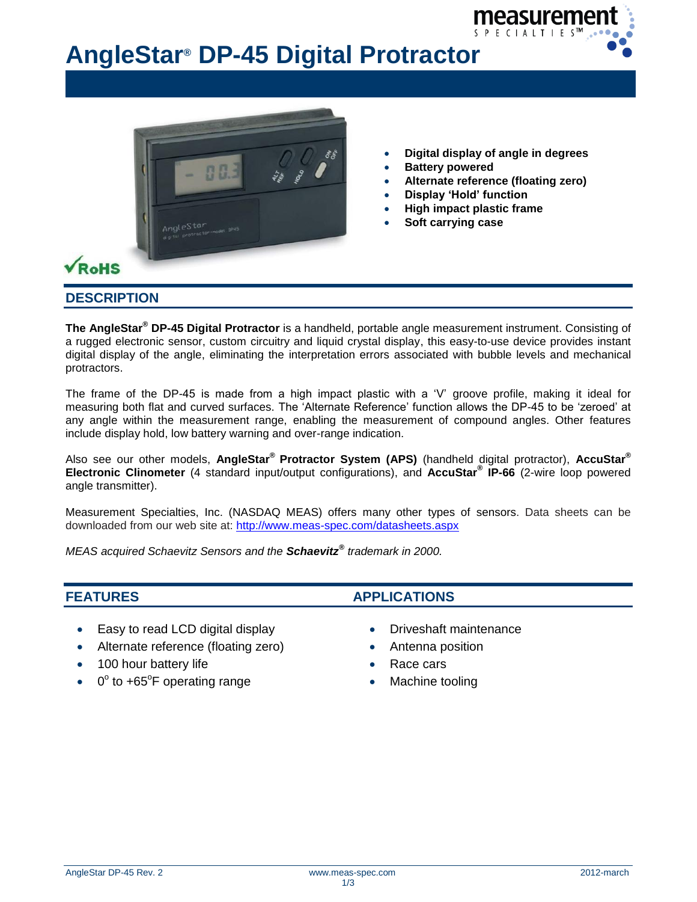# AngleStar® DP-45 Digital Protractor

- **Digital display of angle in degrees**
- **Battery powered**
- **Alternate reference (floating zero)**
- **Display 'Hold' function**
- **High impact plastic frame**
- **Soft carrying case**

RoHS

## DESCRIPTION

**The AngleStar® DP-45 Digital Protractor** is a handheld, portable angle measurement instrument. Consisting of a rugged electronic sensor, custom circuitry and liquid crystal display, this easy-to-use device provides instant digital display of the angle, eliminating the interpretation errors associated with bubble levels and mechanical protractors.

The frame of the DP-45 is made from a high impact plastic with a 'V' groove profile, making it ideal for measuring both flat and curved surfaces. The 'Alternate Reference' function allows the DP-45 to be 'zeroed' at any angle within the measurement range, enabling the measurement of compound angles. Other features include display hold, low battery warning and over-range indication.

Also see our other models, **AngleStar® Protractor System (APS)** (handheld digital protractor), **AccuStar® Electronic Clinometer** (4 standard input/output configurations), and **AccuStar® IP-66** (2-wire loop powered angle transmitter).

Measurement Specialties, Inc. (NASDAQ MEAS) offers many other types of sensors. Data sheets can be downloaded from our web site at: http://www.meas-spec.com/datasheets.aspx

*MEAS acquired Schaevitz Sensors and the **Schaevitz®** trademark in 2000.*

## FEATURES

- Easy to read LCD digital display
- Alternate reference (floating zero)
- 100 hour battery life
- $0^{o}$ to $+65^{o}$F operating range

## APPLICATIONS

- Driveshaft maintenance
- Antenna position
- Race cars
- Machine tooling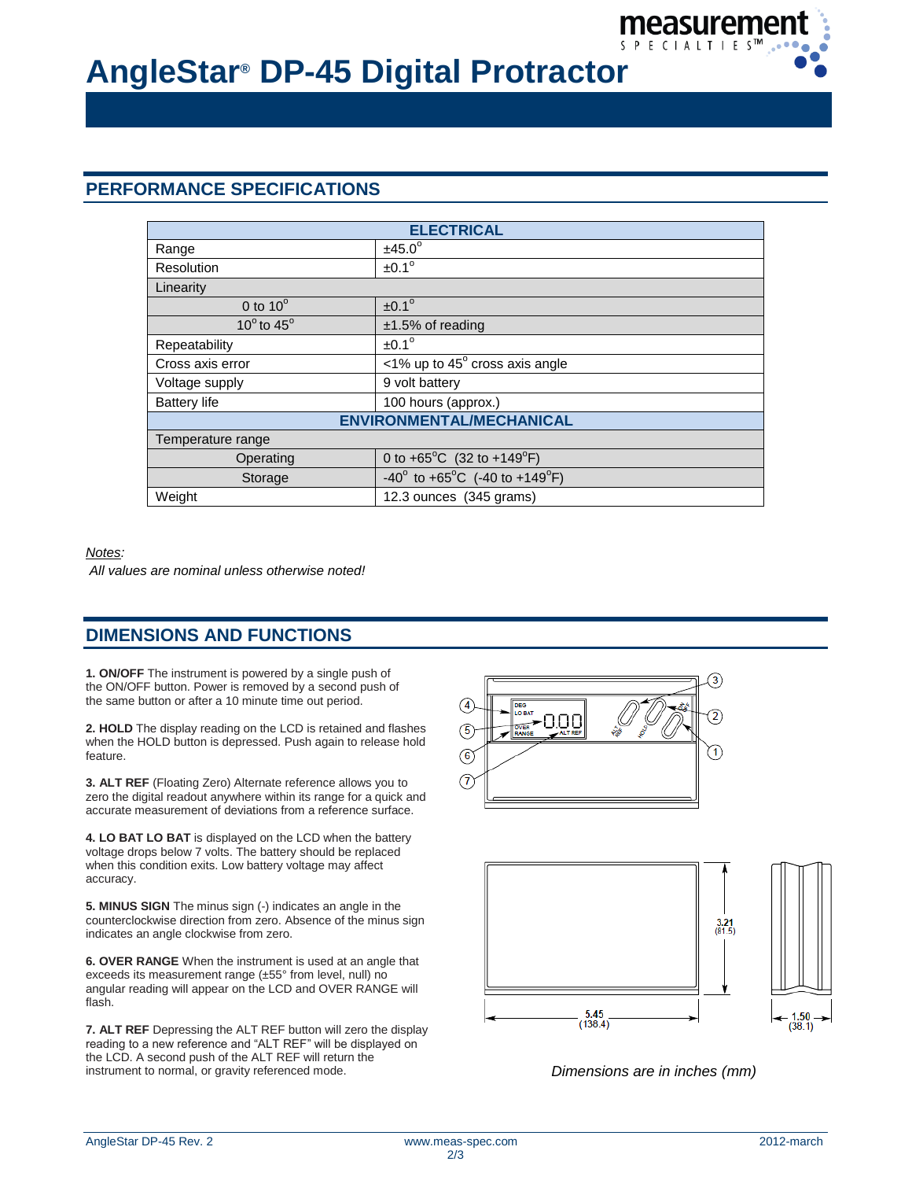# AngleStar® DP-45 Digital Protractor

## PERFORMANCE SPECIFICATIONS

| ELECTRICAL | |
|---|---|
| Range | ±45.0° |
| Resolution | ±0.1° |
| Linearity | |
| 0 to 10° | ±0.1° |
| 10° to 45° | ±1.5% of reading |
| Repeatability | ±0.1° |
| Cross axis error | <1% up to 45° cross axis angle |
| Voltage supply | 9 volt battery |
| Battery life | 100 hours (approx.) |
| **ENVIRONMENTAL/MECHANICAL** | |
| Temperature range | |
| Operating | 0 to +65°C (32 to +149°F) |
| Storage | -40° to +65°C (-40 to +149°F) |
| Weight | 12.3 ounces (345 grams) |

*Notes:*

*All values are nominal unless otherwise noted!*

## DIMENSIONS AND FUNCTIONS

**1. ON/OFF** The instrument is powered by a single push of the ON/OFF button. Power is removed by a second push of the same button or after a 10 minute time out period.

**2. HOLD** The display reading on the LCD is retained and flashes when the HOLD button is depressed. Push again to release hold feature.

**3. ALT REF** (Floating Zero) Alternate reference allows you to zero the digital readout anywhere within its range for a quick and accurate measurement of deviations from a reference surface.

**4. LO BAT LO BAT** is displayed on the LCD when the battery voltage drops below 7 volts. The battery should be replaced when this condition exits. Low battery voltage may affect accuracy.

**5. MINUS SIGN** The minus sign (-) indicates an angle in the counterclockwise direction from zero. Absence of the minus sign indicates an angle clockwise from zero.

**6. OVER RANGE** When the instrument is used at an angle that exceeds its measurement range (±55° from level, null) no angular reading will appear on the LCD and OVER RANGE will flash.

**7. ALT REF** Depressing the ALT REF button will zero the display reading to a new reference and "ALT REF" will be displayed on the LCD. A second push of the ALT REF will return the instrument to normal, or gravity referenced mode.

DEG
LO BAT
OVER RANGE
0.0.0
ALT REF
ALT REF
HOLD
ON OFF

3.21 (81.5)

5.45 (138.4)

1.50 (38.1)

*Dimensions are in inches (mm)*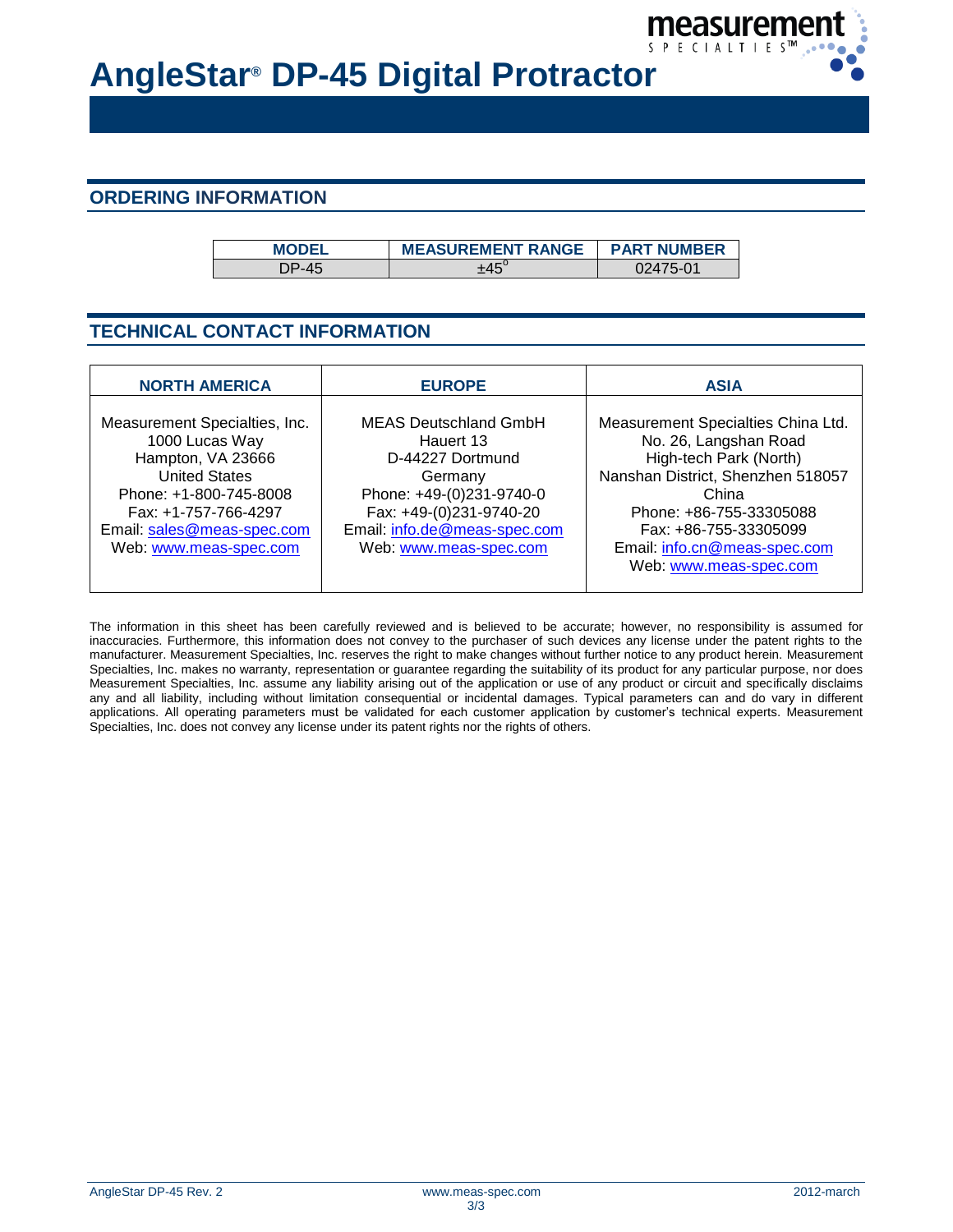# AngleStar® DP-45 Digital Protractor

## ORDERING INFORMATION

| MODEL | MEASUREMENT RANGE | PART NUMBER |
|---|---|---|
| DP-45 | ±45° | 02475-01 |

## TECHNICAL CONTACT INFORMATION

| NORTH AMERICA | EUROPE | ASIA |
|---|---|---|
| Measurement Specialties, Inc.<br>1000 Lucas Way<br>Hampton, VA 23666<br>United States<br>Phone: +1-800-745-8008<br>Fax: +1-757-766-4297<br>Email: sales@meas-spec.com<br>Web: www.meas-spec.com | MEAS Deutschland GmbH<br>Hauert 13<br>D-44227 Dortmund<br>Germany<br>Phone: +49-(0)231-9740-0<br>Fax: +49-(0)231-9740-20<br>Email: info.de@meas-spec.com<br>Web: www.meas-spec.com | Measurement Specialties China Ltd.<br>No. 26, Langshan Road<br>High-tech Park (North)<br>Nanshan District, Shenzhen 518057<br>China<br>Phone: +86-755-33305088<br>Fax: +86-755-33305099<br>Email: info.cn@meas-spec.com<br>Web: www.meas-spec.com |

The information in this sheet has been carefully reviewed and is believed to be accurate; however, no responsibility is assumed for inaccuracies. Furthermore, this information does not convey to the purchaser of such devices any license under the patent rights to the manufacturer. Measurement Specialties, Inc. reserves the right to make changes without further notice to any product herein. Measurement Specialties, Inc. makes no warranty, representation or guarantee regarding the suitability of its product for any particular purpose, nor does Measurement Specialties, Inc. assume any liability arising out of the application or use of any product or circuit and specifically disclaims any and all liability, including without limitation consequential or incidental damages. Typical parameters can and do vary in different applications. All operating parameters must be validated for each customer application by customer's technical experts. Measurement Specialties, Inc. does not convey any license under its patent rights nor the rights of others.